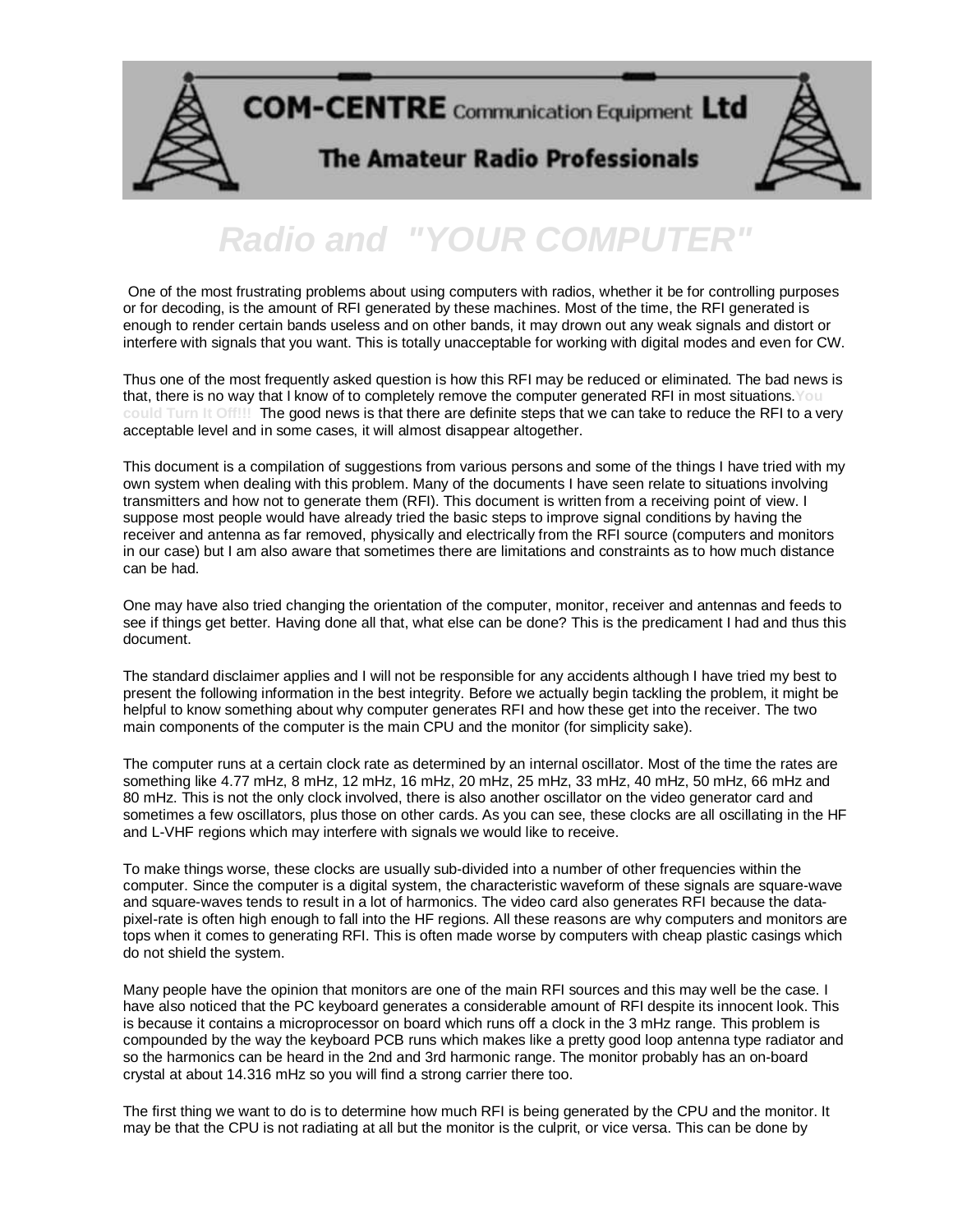COM-CENTRE Communication Equipment Ltd

The Amateur Radio Professionals

# *Radio and "YOUR COMPUTER"*

One of the most frustrating problems about using computers with radios, whether it be for controlling purposes or for decoding, is the amount of RFI generated by these machines. Most of the time, the RFI generated is enough to render certain bands useless and on other bands, it may drown out any weak signals and distort or interfere with signals that you want. This is totally unacceptable for working with digital modes and even for CW.

Thus one of the most frequently asked question is how this RFI may be reduced or eliminated. The bad news is that, there is no way that I know of to completely remove the computer generated RFI in most situations. **You could Turn It Off!!!** The good news is that there are definite steps that we can take to reduce the RFI to a very acceptable level and in some cases, it will almost disappear altogether.

This document is a compilation of suggestions from various persons and some of the things I have tried with my own system when dealing with this problem. Many of the documents I have seen relate to situations involving transmitters and how not to generate them (RFI). This document is written from a receiving point of view. I suppose most people would have already tried the basic steps to improve signal conditions by having the receiver and antenna as far removed, physically and electrically from the RFI source (computers and monitors in our case) but I am also aware that sometimes there are limitations and constraints as to how much distance can be had.

One may have also tried changing the orientation of the computer, monitor, receiver and antennas and feeds to see if things get better. Having done all that, what else can be done? This is the predicament I had and thus this document.

The standard disclaimer applies and I will not be responsible for any accidents although I have tried my best to present the following information in the best integrity. Before we actually begin tackling the problem, it might be helpful to know something about why computer generates RFI and how these get into the receiver. The two main components of the computer is the main CPU and the monitor (for simplicity sake).

The computer runs at a certain clock rate as determined by an internal oscillator. Most of the time the rates are something like 4.77 mHz, 8 mHz, 12 mHz, 16 mHz, 20 mHz, 25 mHz, 33 mHz, 40 mHz, 50 mHz, 66 mHz and 80 mHz. This is not the only clock involved, there is also another oscillator on the video generator card and sometimes a few oscillators, plus those on other cards. As you can see, these clocks are all oscillating in the HF and L-VHF regions which may interfere with signals we would like to receive.

To make things worse, these clocks are usually sub-divided into a number of other frequencies within the computer. Since the computer is a digital system, the characteristic waveform of these signals are square-wave and square-waves tends to result in a lot of harmonics. The video card also generates RFI because the data-pixel-rate is often high enough to fall into the HF regions. All these reasons are why computers and monitors are tops when it comes to generating RFI. This is often made worse by computers with cheap plastic casings which do not shield the system.

Many people have the opinion that monitors are one of the main RFI sources and this may well be the case. I have also noticed that the PC keyboard generates a considerable amount of RFI despite its innocent look. This is because it contains a microprocessor on board which runs off a clock in the 3 mHz range. This problem is compounded by the way the keyboard PCB runs which makes like a pretty good loop antenna type radiator and so the harmonics can be heard in the 2nd and 3rd harmonic range. The monitor probably has an on-board crystal at about 14.316 mHz so you will find a strong carrier there too.

The first thing we want to do is to determine how much RFI is being generated by the CPU and the monitor. It may be that the CPU is not radiating at all but the monitor is the culprit, or vice versa. This can be done by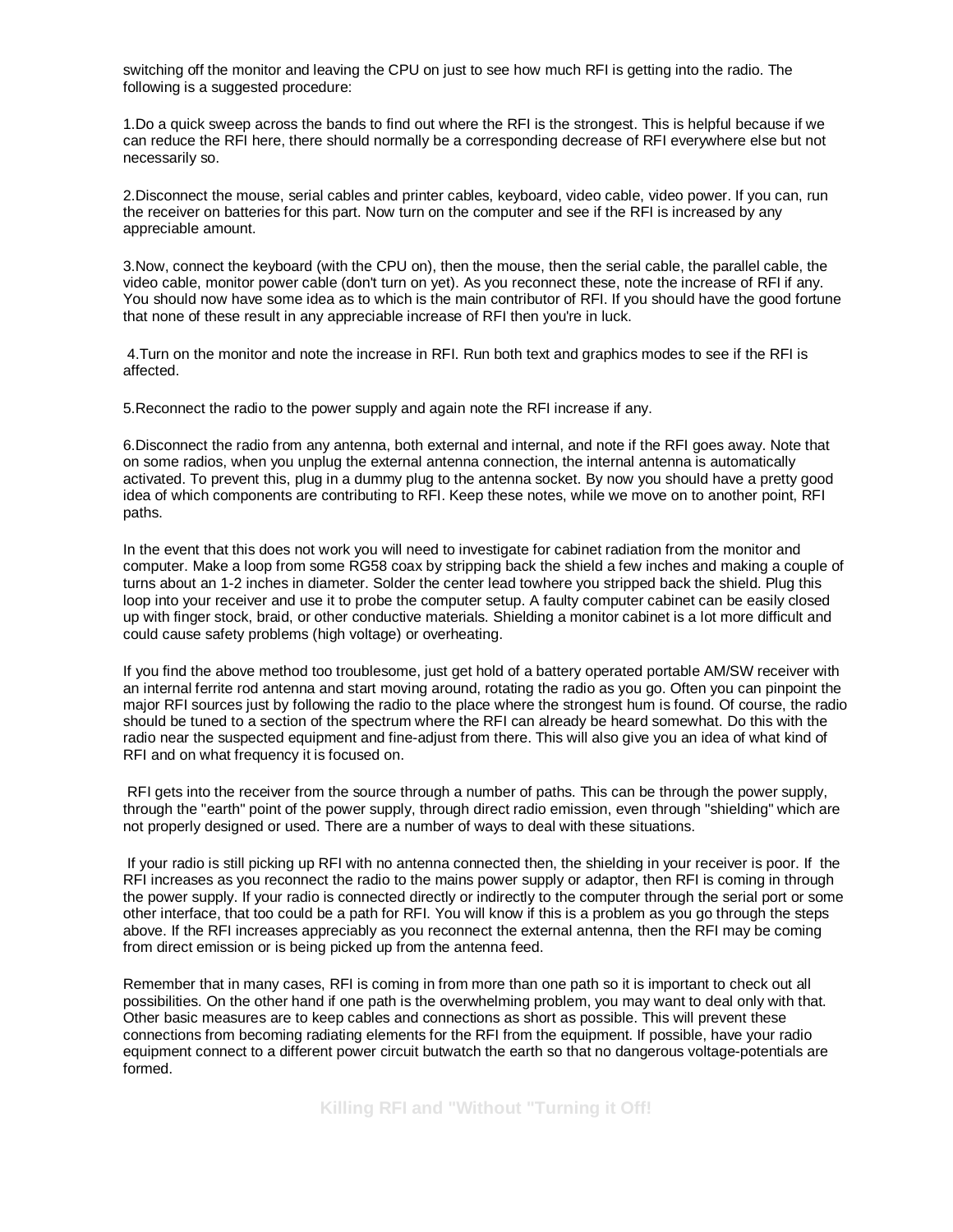switching off the monitor and leaving the CPU on just to see how much RFI is getting into the radio. The following is a suggested procedure:

1.Do a quick sweep across the bands to find out where the RFI is the strongest. This is helpful because if we can reduce the RFI here, there should normally be a corresponding decrease of RFI everywhere else but not necessarily so.

2.Disconnect the mouse, serial cables and printer cables, keyboard, video cable, video power. If you can, run the receiver on batteries for this part. Now turn on the computer and see if the RFI is increased by any appreciable amount.

3.Now, connect the keyboard (with the CPU on), then the mouse, then the serial cable, the parallel cable, the video cable, monitor power cable (don't turn on yet). As you reconnect these, note the increase of RFI if any. You should now have some idea as to which is the main contributor of RFI. If you should have the good fortune that none of these result in any appreciable increase of RFI then you're in luck.

4.Turn on the monitor and note the increase in RFI. Run both text and graphics modes to see if the RFI is affected.

5.Reconnect the radio to the power supply and again note the RFI increase if any.

6.Disconnect the radio from any antenna, both external and internal, and note if the RFI goes away. Note that on some radios, when you unplug the external antenna connection, the internal antenna is automatically activated. To prevent this, plug in a dummy plug to the antenna socket. By now you should have a pretty good idea of which components are contributing to RFI. Keep these notes, while we move on to another point, RFI paths.

In the event that this does not work you will need to investigate for cabinet radiation from the monitor and computer. Make a loop from some RG58 coax by stripping back the shield a few inches and making a couple of turns about an 1-2 inches in diameter. Solder the center lead towhere you stripped back the shield. Plug this loop into your receiver and use it to probe the computer setup. A faulty computer cabinet can be easily closed up with finger stock, braid, or other conductive materials. Shielding a monitor cabinet is a lot more difficult and could cause safety problems (high voltage) or overheating.

If you find the above method too troublesome, just get hold of a battery operated portable AM/SW receiver with an internal ferrite rod antenna and start moving around, rotating the radio as you go. Often you can pinpoint the major RFI sources just by following the radio to the place where the strongest hum is found. Of course, the radio should be tuned to a section of the spectrum where the RFI can already be heard somewhat. Do this with the radio near the suspected equipment and fine-adjust from there. This will also give you an idea of what kind of RFI and on what frequency it is focused on.

RFI gets into the receiver from the source through a number of paths. This can be through the power supply, through the "earth" point of the power supply, through direct radio emission, even through "shielding" which are not properly designed or used. There are a number of ways to deal with these situations.

If your radio is still picking up RFI with no antenna connected then, the shielding in your receiver is poor. If the RFI increases as you reconnect the radio to the mains power supply or adaptor, then RFI is coming in through the power supply. If your radio is connected directly or indirectly to the computer through the serial port or some other interface, that too could be a path for RFI. You will know if this is a problem as you go through the steps above. If the RFI increases appreciably as you reconnect the external antenna, then the RFI may be coming from direct emission or is being picked up from the antenna feed.

Remember that in many cases, RFI is coming in from more than one path so it is important to check out all possibilities. On the other hand if one path is the overwhelming problem, you may want to deal only with that. Other basic measures are to keep cables and connections as short as possible. This will prevent these connections from becoming radiating elements for the RFI from the equipment. If possible, have your radio equipment connect to a different power circuit butwatch the earth so that no dangerous voltage-potentials are formed.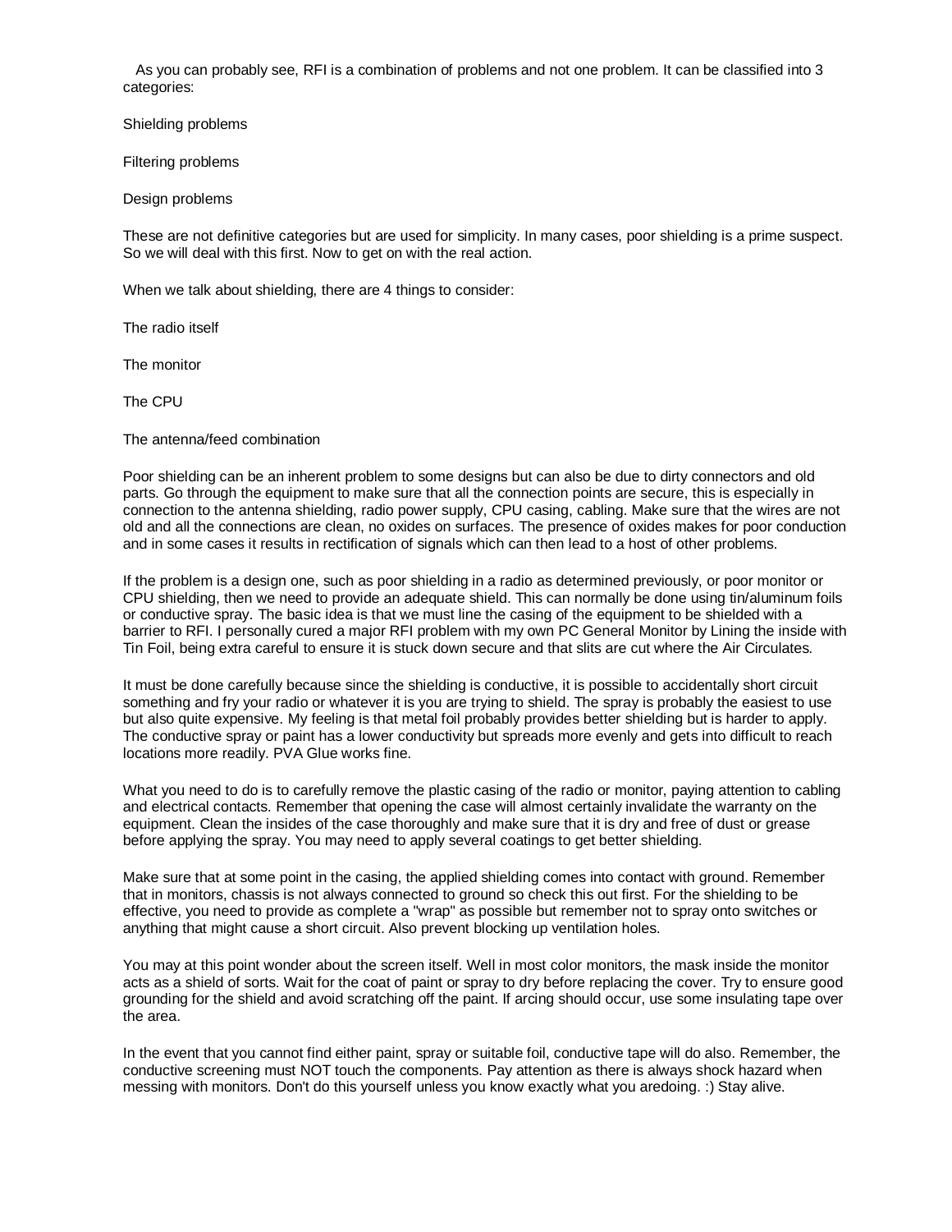As you can probably see, RFI is a combination of problems and not one problem. It can be classified into 3 categories:

Shielding problems

Filtering problems

Design problems

These are not definitive categories but are used for simplicity. In many cases, poor shielding is a prime suspect. So we will deal with this first. Now to get on with the real action.

When we talk about shielding, there are 4 things to consider:

The radio itself

The monitor

The CPU

The antenna/feed combination

Poor shielding can be an inherent problem to some designs but can also be due to dirty connectors and old parts. Go through the equipment to make sure that all the connection points are secure, this is especially in connection to the antenna shielding, radio power supply, CPU casing, cabling. Make sure that the wires are not old and all the connections are clean, no oxides on surfaces. The presence of oxides makes for poor conduction and in some cases it results in rectification of signals which can then lead to a host of other problems.

If the problem is a design one, such as poor shielding in a radio as determined previously, or poor monitor or CPU shielding, then we need to provide an adequate shield. This can normally be done using tin/aluminum foils or conductive spray. The basic idea is that we must line the casing of the equipment to be shielded with a barrier to RFI. I personally cured a major RFI problem with my own PC General Monitor by Lining the inside with Tin Foil, being extra careful to ensure it is stuck down secure and that slits are cut where the Air Circulates.

It must be done carefully because since the shielding is conductive, it is possible to accidentally short circuit something and fry your radio or whatever it is you are trying to shield. The spray is probably the easiest to use but also quite expensive. My feeling is that metal foil probably provides better shielding but is harder to apply. The conductive spray or paint has a lower conductivity but spreads more evenly and gets into difficult to reach locations more readily. PVA Glue works fine.

What you need to do is to carefully remove the plastic casing of the radio or monitor, paying attention to cabling and electrical contacts. Remember that opening the case will almost certainly invalidate the warranty on the equipment. Clean the insides of the case thoroughly and make sure that it is dry and free of dust or grease before applying the spray. You may need to apply several coatings to get better shielding.

Make sure that at some point in the casing, the applied shielding comes into contact with ground. Remember that in monitors, chassis is not always connected to ground so check this out first. For the shielding to be effective, you need to provide as complete a "wrap" as possible but remember not to spray onto switches or anything that might cause a short circuit. Also prevent blocking up ventilation holes.

You may at this point wonder about the screen itself. Well in most color monitors, the mask inside the monitor acts as a shield of sorts. Wait for the coat of paint or spray to dry before replacing the cover. Try to ensure good grounding for the shield and avoid scratching off the paint. If arcing should occur, use some insulating tape over the area.

In the event that you cannot find either paint, spray or suitable foil, conductive tape will do also. Remember, the conductive screening must NOT touch the components. Pay attention as there is always shock hazard when messing with monitors. Don't do this yourself unless you know exactly what you aredoing. :) Stay alive.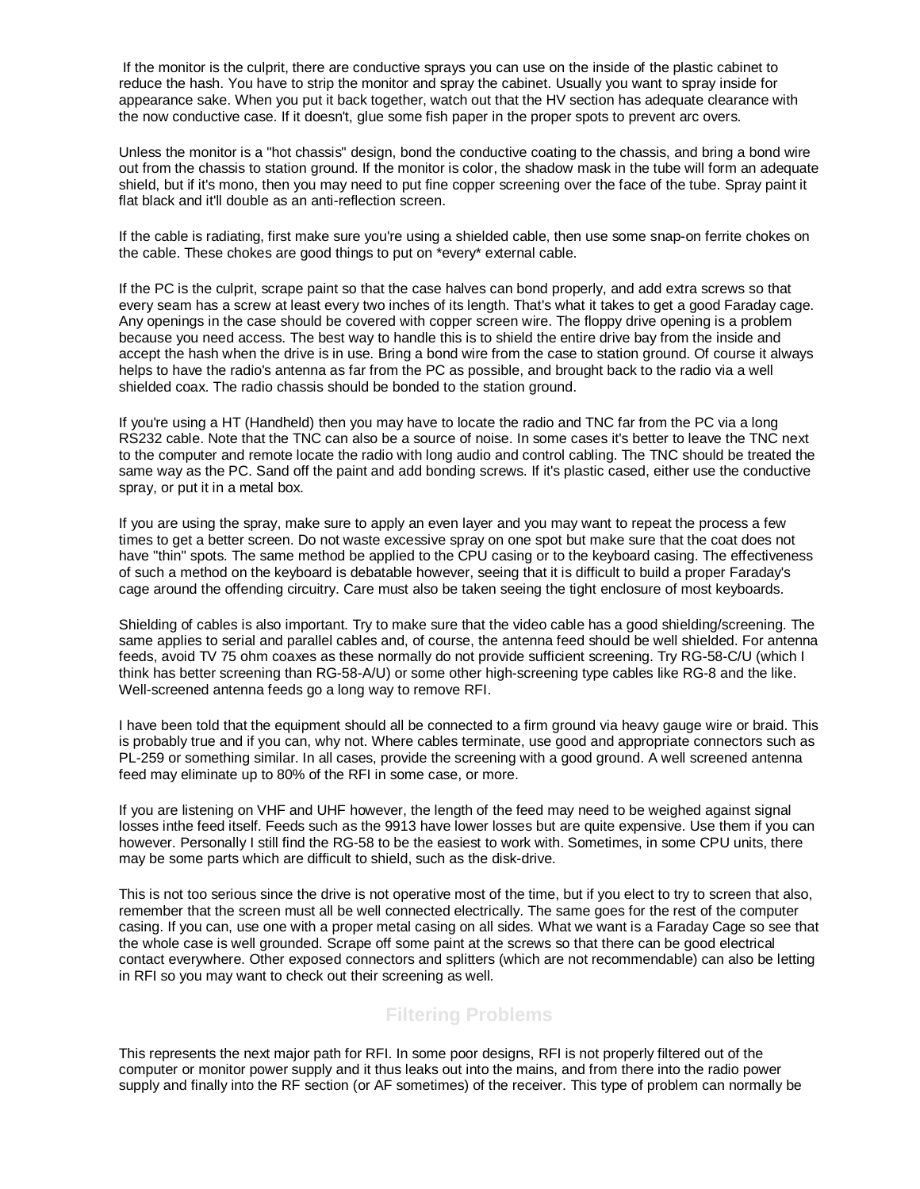If the monitor is the culprit, there are conductive sprays you can use on the inside of the plastic cabinet to reduce the hash. You have to strip the monitor and spray the cabinet. Usually you want to spray inside for appearance sake. When you put it back together, watch out that the HV section has adequate clearance with the now conductive case. If it doesn't, glue some fish paper in the proper spots to prevent arc overs.

Unless the monitor is a "hot chassis" design, bond the conductive coating to the chassis, and bring a bond wire out from the chassis to station ground. If the monitor is color, the shadow mask in the tube will form an adequate shield, but if it's mono, then you may need to put fine copper screening over the face of the tube. Spray paint it flat black and it'll double as an anti-reflection screen.

If the cable is radiating, first make sure you're using a shielded cable, then use some snap-on ferrite chokes on the cable. These chokes are good things to put on *every* external cable.

If the PC is the culprit, scrape paint so that the case halves can bond properly, and add extra screws so that every seam has a screw at least every two inches of its length. That's what it takes to get a good Faraday cage. Any openings in the case should be covered with copper screen wire. The floppy drive opening is a problem because you need access. The best way to handle this is to shield the entire drive bay from the inside and accept the hash when the drive is in use. Bring a bond wire from the case to station ground. Of course it always helps to have the radio's antenna as far from the PC as possible, and brought back to the radio via a well shielded coax. The radio chassis should be bonded to the station ground.

If you're using a HT (Handheld) then you may have to locate the radio and TNC far from the PC via a long RS232 cable. Note that the TNC can also be a source of noise. In some cases it's better to leave the TNC next to the computer and remote locate the radio with long audio and control cabling. The TNC should be treated the same way as the PC. Sand off the paint and add bonding screws. If it's plastic cased, either use the conductive spray, or put it in a metal box.

If you are using the spray, make sure to apply an even layer and you may want to repeat the process a few times to get a better screen. Do not waste excessive spray on one spot but make sure that the coat does not have "thin" spots. The same method be applied to the CPU casing or to the keyboard casing. The effectiveness of such a method on the keyboard is debatable however, seeing that it is difficult to build a proper Faraday's cage around the offending circuitry. Care must also be taken seeing the tight enclosure of most keyboards.

Shielding of cables is also important. Try to make sure that the video cable has a good shielding/screening. The same applies to serial and parallel cables and, of course, the antenna feed should be well shielded. For antenna feeds, avoid TV 75 ohm coaxes as these normally do not provide sufficient screening. Try RG-58-C/U (which I think has better screening than RG-58-A/U) or some other high-screening type cables like RG-8 and the like. Well-screened antenna feeds go a long way to remove RFI.

I have been told that the equipment should all be connected to a firm ground via heavy gauge wire or braid. This is probably true and if you can, why not. Where cables terminate, use good and appropriate connectors such as PL-259 or something similar. In all cases, provide the screening with a good ground. A well screened antenna feed may eliminate up to 80% of the RFI in some case, or more.

If you are listening on VHF and UHF however, the length of the feed may need to be weighed against signal losses inthe feed itself. Feeds such as the 9913 have lower losses but are quite expensive. Use them if you can however. Personally I still find the RG-58 to be the easiest to work with. Sometimes, in some CPU units, there may be some parts which are difficult to shield, such as the disk-drive.

This is not too serious since the drive is not operative most of the time, but if you elect to try to screen that also, remember that the screen must all be well connected electrically. The same goes for the rest of the computer casing. If you can, use one with a proper metal casing on all sides. What we want is a Faraday Cage so see that the whole case is well grounded. Scrape off some paint at the screws so that there can be good electrical contact everywhere. Other exposed connectors and splitters (which are not recommendable) can also be letting in RFI so you may want to check out their screening as well.

## Filtering Problems

This represents the next major path for RFI. In some poor designs, RFI is not properly filtered out of the computer or monitor power supply and it thus leaks out into the mains, and from there into the radio power supply and finally into the RF section (or AF sometimes) of the receiver. This type of problem can normally be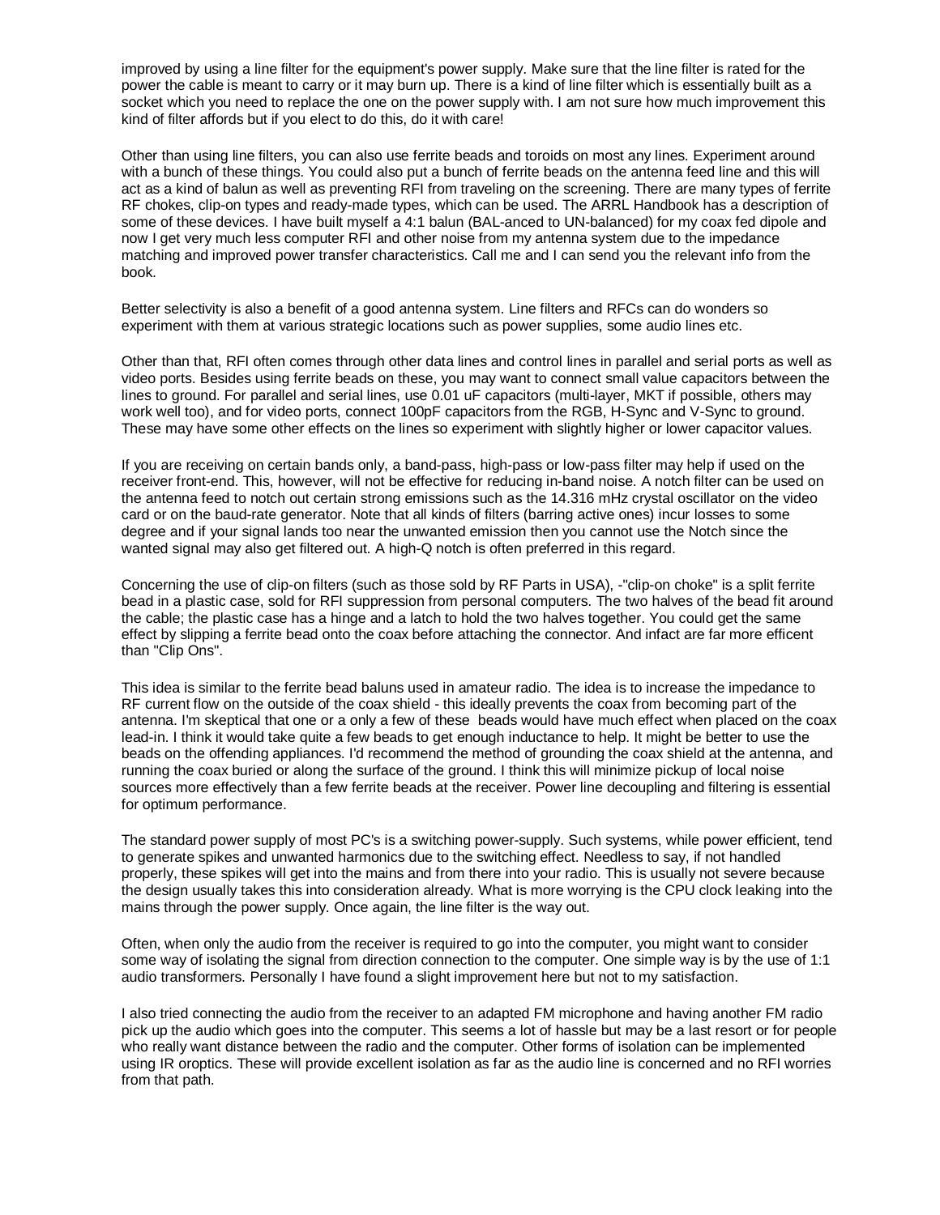improved by using a line filter for the equipment's power supply. Make sure that the line filter is rated for the power the cable is meant to carry or it may burn up. There is a kind of line filter which is essentially built as a socket which you need to replace the one on the power supply with. I am not sure how much improvement this kind of filter affords but if you elect to do this, do it with care!

Other than using line filters, you can also use ferrite beads and toroids on most any lines. Experiment around with a bunch of these things. You could also put a bunch of ferrite beads on the antenna feed line and this will act as a kind of balun as well as preventing RFI from traveling on the screening. There are many types of ferrite RF chokes, clip-on types and ready-made types, which can be used. The ARRL Handbook has a description of some of these devices. I have built myself a 4:1 balun (BAL-anced to UN-balanced) for my coax fed dipole and now I get very much less computer RFI and other noise from my antenna system due to the impedance matching and improved power transfer characteristics. Call me and I can send you the relevant info from the book.

Better selectivity is also a benefit of a good antenna system. Line filters and RFCs can do wonders so experiment with them at various strategic locations such as power supplies, some audio lines etc.

Other than that, RFI often comes through other data lines and control lines in parallel and serial ports as well as video ports. Besides using ferrite beads on these, you may want to connect small value capacitors between the lines to ground. For parallel and serial lines, use 0.01 uF capacitors (multi-layer, MKT if possible, others may work well too), and for video ports, connect 100pF capacitors from the RGB, H-Sync and V-Sync to ground. These may have some other effects on the lines so experiment with slightly higher or lower capacitor values.

If you are receiving on certain bands only, a band-pass, high-pass or low-pass filter may help if used on the receiver front-end. This, however, will not be effective for reducing in-band noise. A notch filter can be used on the antenna feed to notch out certain strong emissions such as the 14.316 mHz crystal oscillator on the video card or on the baud-rate generator. Note that all kinds of filters (barring active ones) incur losses to some degree and if your signal lands too near the unwanted emission then you cannot use the Notch since the wanted signal may also get filtered out. A high-Q notch is often preferred in this regard.

Concerning the use of clip-on filters (such as those sold by RF Parts in USA), -"clip-on choke" is a split ferrite bead in a plastic case, sold for RFI suppression from personal computers. The two halves of the bead fit around the cable; the plastic case has a hinge and a latch to hold the two halves together. You could get the same effect by slipping a ferrite bead onto the coax before attaching the connector. And infact are far more efficent than "Clip Ons".

This idea is similar to the ferrite bead baluns used in amateur radio. The idea is to increase the impedance to RF current flow on the outside of the coax shield - this ideally prevents the coax from becoming part of the antenna. I'm skeptical that one or a only a few of these beads would have much effect when placed on the coax lead-in. I think it would take quite a few beads to get enough inductance to help. It might be better to use the beads on the offending appliances. I'd recommend the method of grounding the coax shield at the antenna, and running the coax buried or along the surface of the ground. I think this will minimize pickup of local noise sources more effectively than a few ferrite beads at the receiver. Power line decoupling and filtering is essential for optimum performance.

The standard power supply of most PC's is a switching power-supply. Such systems, while power efficient, tend to generate spikes and unwanted harmonics due to the switching effect. Needless to say, if not handled properly, these spikes will get into the mains and from there into your radio. This is usually not severe because the design usually takes this into consideration already. What is more worrying is the CPU clock leaking into the mains through the power supply. Once again, the line filter is the way out.

Often, when only the audio from the receiver is required to go into the computer, you might want to consider some way of isolating the signal from direction connection to the computer. One simple way is by the use of 1:1 audio transformers. Personally I have found a slight improvement here but not to my satisfaction.

I also tried connecting the audio from the receiver to an adapted FM microphone and having another FM radio pick up the audio which goes into the computer. This seems a lot of hassle but may be a last resort or for people who really want distance between the radio and the computer. Other forms of isolation can be implemented using IR oroptics. These will provide excellent isolation as far as the audio line is concerned and no RFI worries from that path.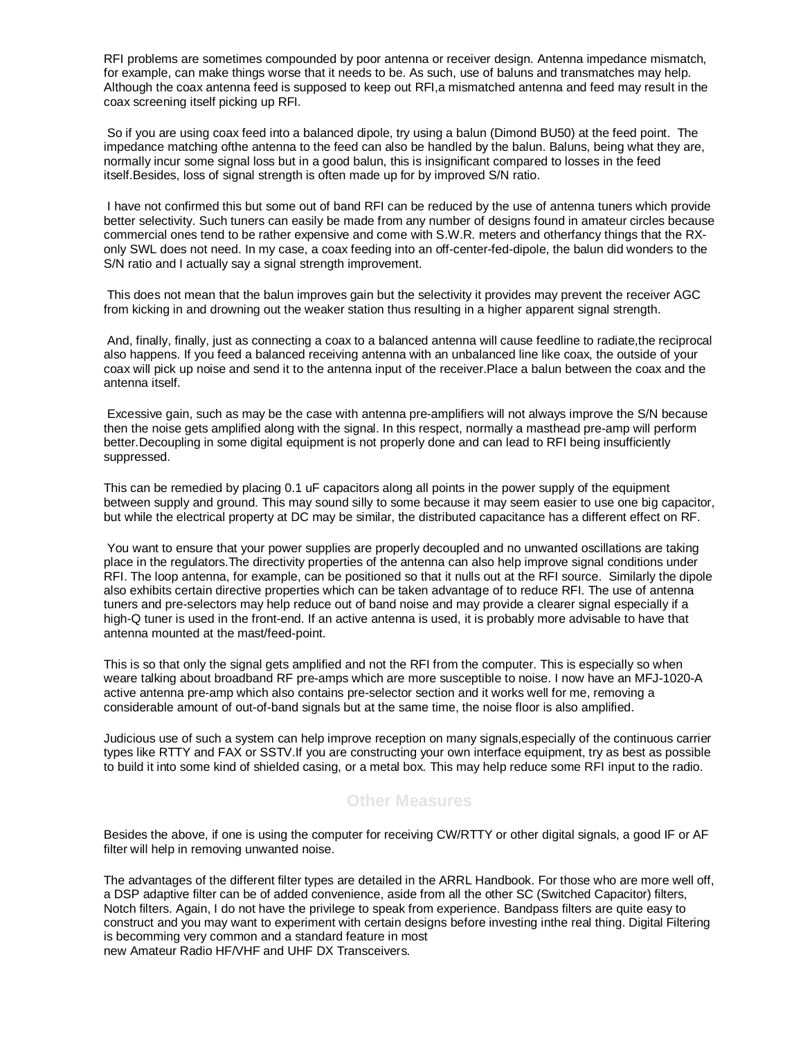RFI problems are sometimes compounded by poor antenna or receiver design. Antenna impedance mismatch, for example, can make things worse that it needs to be. As such, use of baluns and transmatches may help. Although the coax antenna feed is supposed to keep out RFI,a mismatched antenna and feed may result in the coax screening itself picking up RFI.

So if you are using coax feed into a balanced dipole, try using a balun (Dimond BU50) at the feed point. The impedance matching ofthe antenna to the feed can also be handled by the balun. Baluns, being what they are, normally incur some signal loss but in a good balun, this is insignificant compared to losses in the feed itself.Besides, loss of signal strength is often made up for by improved S/N ratio.

I have not confirmed this but some out of band RFI can be reduced by the use of antenna tuners which provide better selectivity. Such tuners can easily be made from any number of designs found in amateur circles because commercial ones tend to be rather expensive and come with S.W.R. meters and otherfancy things that the RX-only SWL does not need. In my case, a coax feeding into an off-center-fed-dipole, the balun did wonders to the S/N ratio and I actually say a signal strength improvement.

This does not mean that the balun improves gain but the selectivity it provides may prevent the receiver AGC from kicking in and drowning out the weaker station thus resulting in a higher apparent signal strength.

And, finally, finally, just as connecting a coax to a balanced antenna will cause feedline to radiate,the reciprocal also happens. If you feed a balanced receiving antenna with an unbalanced line like coax, the outside of your coax will pick up noise and send it to the antenna input of the receiver.Place a balun between the coax and the antenna itself.

Excessive gain, such as may be the case with antenna pre-amplifiers will not always improve the S/N because then the noise gets amplified along with the signal. In this respect, normally a masthead pre-amp will perform better.Decoupling in some digital equipment is not properly done and can lead to RFI being insufficiently suppressed.

This can be remedied by placing 0.1 uF capacitors along all points in the power supply of the equipment between supply and ground. This may sound silly to some because it may seem easier to use one big capacitor, but while the electrical property at DC may be similar, the distributed capacitance has a different effect on RF.

You want to ensure that your power supplies are properly decoupled and no unwanted oscillations are taking place in the regulators.The directivity properties of the antenna can also help improve signal conditions under RFI. The loop antenna, for example, can be positioned so that it nulls out at the RFI source. Similarly the dipole also exhibits certain directive properties which can be taken advantage of to reduce RFI. The use of antenna tuners and pre-selectors may help reduce out of band noise and may provide a clearer signal especially if a high-Q tuner is used in the front-end. If an active antenna is used, it is probably more advisable to have that antenna mounted at the mast/feed-point.

This is so that only the signal gets amplified and not the RFI from the computer. This is especially so when weare talking about broadband RF pre-amps which are more susceptible to noise. I now have an MFJ-1020-A active antenna pre-amp which also contains pre-selector section and it works well for me, removing a considerable amount of out-of-band signals but at the same time, the noise floor is also amplified.

Judicious use of such a system can help improve reception on many signals,especially of the continuous carrier types like RTTY and FAX or SSTV.If you are constructing your own interface equipment, try as best as possible to build it into some kind of shielded casing, or a metal box. This may help reduce some RFI input to the radio.

## Other Measures

Besides the above, if one is using the computer for receiving CW/RTTY or other digital signals, a good IF or AF filter will help in removing unwanted noise.

The advantages of the different filter types are detailed in the ARRL Handbook. For those who are more well off, a DSP adaptive filter can be of added convenience, aside from all the other SC (Switched Capacitor) filters, Notch filters. Again, I do not have the privilege to speak from experience. Bandpass filters are quite easy to construct and you may want to experiment with certain designs before investing inthe real thing. Digital Filtering is becomming very common and a standard feature in most
new Amateur Radio HF/VHF and UHF DX Transceivers.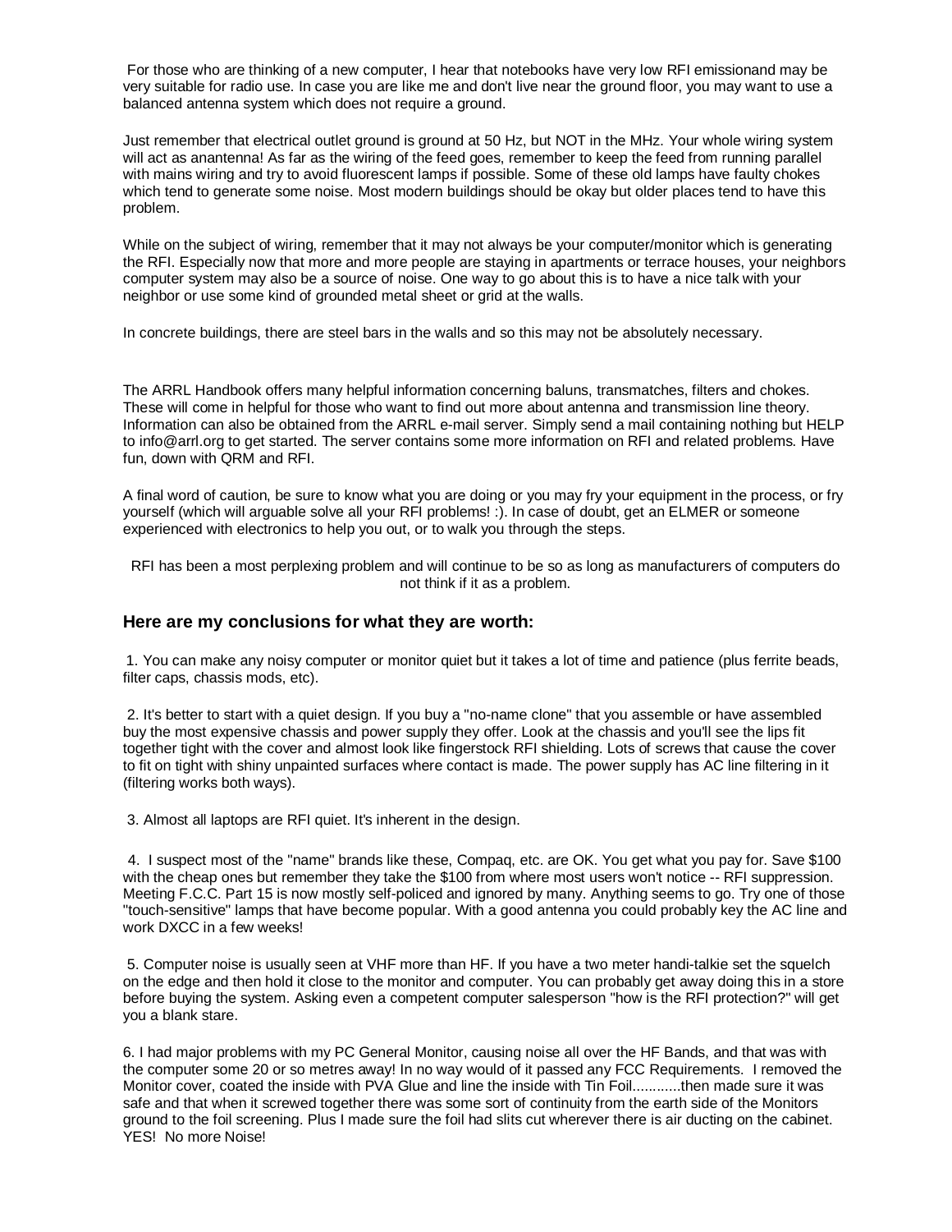For those who are thinking of a new computer, I hear that notebooks have very low RFI emissionand may be very suitable for radio use. In case you are like me and don't live near the ground floor, you may want to use a balanced antenna system which does not require a ground.

Just remember that electrical outlet ground is ground at 50 Hz, but NOT in the MHz. Your whole wiring system will act as anantenna! As far as the wiring of the feed goes, remember to keep the feed from running parallel with mains wiring and try to avoid fluorescent lamps if possible. Some of these old lamps have faulty chokes which tend to generate some noise. Most modern buildings should be okay but older places tend to have this problem.

While on the subject of wiring, remember that it may not always be your computer/monitor which is generating the RFI. Especially now that more and more people are staying in apartments or terrace houses, your neighbors computer system may also be a source of noise. One way to go about this is to have a nice talk with your neighbor or use some kind of grounded metal sheet or grid at the walls.

In concrete buildings, there are steel bars in the walls and so this may not be absolutely necessary.

The ARRL Handbook offers many helpful information concerning baluns, transmatches, filters and chokes. These will come in helpful for those who want to find out more about antenna and transmission line theory. Information can also be obtained from the ARRL e-mail server. Simply send a mail containing nothing but HELP to info@arrl.org to get started. The server contains some more information on RFI and related problems. Have fun, down with QRM and RFI.

A final word of caution, be sure to know what you are doing or you may fry your equipment in the process, or fry yourself (which will arguable solve all your RFI problems! :). In case of doubt, get an ELMER or someone experienced with electronics to help you out, or to walk you through the steps.

RFI has been a most perplexing problem and will continue to be so as long as manufacturers of computers do not think if it as a problem.

### Here are my conclusions for what they are worth:

1. You can make any noisy computer or monitor quiet but it takes a lot of time and patience (plus ferrite beads, filter caps, chassis mods, etc).

2. It's better to start with a quiet design. If you buy a "no-name clone" that you assemble or have assembled buy the most expensive chassis and power supply they offer. Look at the chassis and you'll see the lips fit together tight with the cover and almost look like fingerstock RFI shielding. Lots of screws that cause the cover to fit on tight with shiny unpainted surfaces where contact is made. The power supply has AC line filtering in it (filtering works both ways).

3. Almost all laptops are RFI quiet. It's inherent in the design.

4. I suspect most of the "name" brands like these, Compaq, etc. are OK. You get what you pay for. Save $100 with the cheap ones but remember they take the $100 from where most users won't notice -- RFI suppression. Meeting F.C.C. Part 15 is now mostly self-policed and ignored by many. Anything seems to go. Try one of those "touch-sensitive" lamps that have become popular. With a good antenna you could probably key the AC line and work DXCC in a few weeks!

5. Computer noise is usually seen at VHF more than HF. If you have a two meter handi-talkie set the squelch on the edge and then hold it close to the monitor and computer. You can probably get away doing this in a store before buying the system. Asking even a competent computer salesperson "how is the RFI protection?" will get you a blank stare.

6. I had major problems with my PC General Monitor, causing noise all over the HF Bands, and that was with the computer some 20 or so metres away! In no way would of it passed any FCC Requirements. I removed the Monitor cover, coated the inside with PVA Glue and line the inside with Tin Foil............then made sure it was safe and that when it screwed together there was some sort of continuity from the earth side of the Monitors ground to the foil screening. Plus I made sure the foil had slits cut wherever there is air ducting on the cabinet. YES! No more Noise!